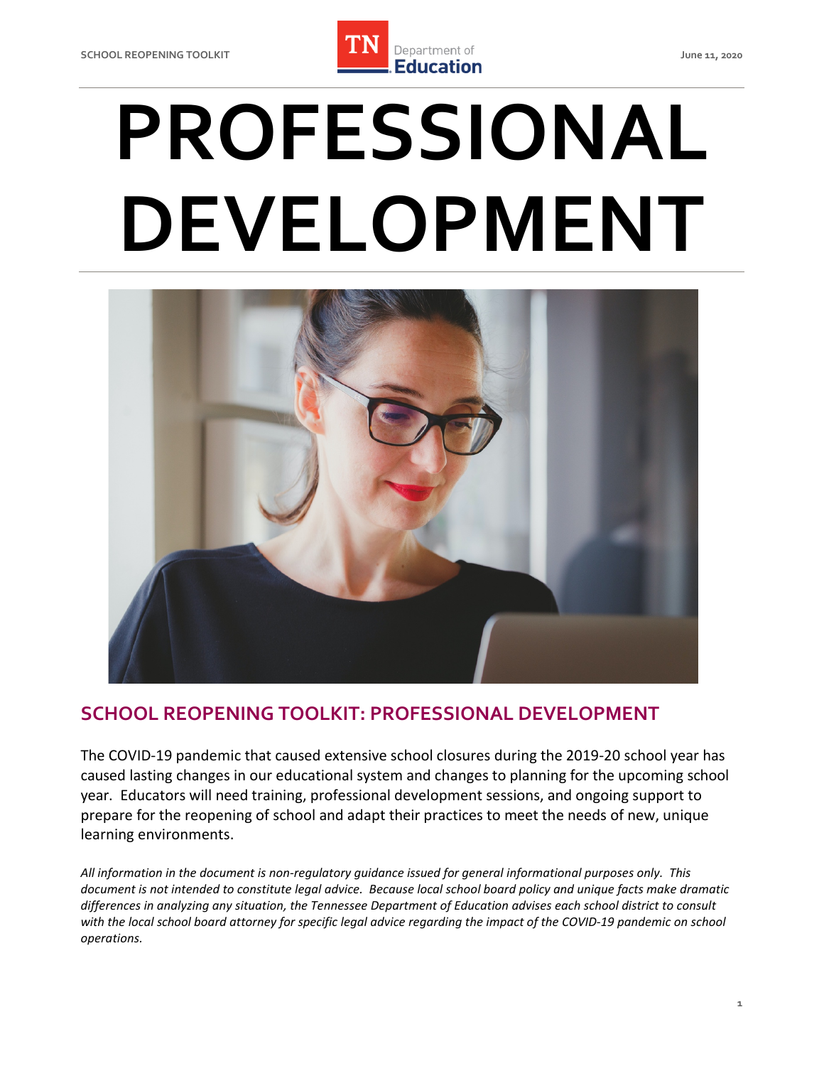# PROFESSIONAL DEVELOPMENT

## SCHOOL REOPENING TOOLKIT: PROFESSIONAL DEVELOPMENT

The COVID-19 pandemic that caused extensive school closures during the 2019-20 school year has caused lasting changes in our educational system and changes to planning for the upcoming school year. Educators will need training, professional development sessions, and ongoing support to prepare for the reopening of school and adapt their practices to meet the needs of new, unique learning environments.

*All information in the document is non-regulatory guidance issued for general informational purposes only. This document is not intended to constitute legal advice. Because local school board policy and unique facts make dramatic differences in analyzing any situation, the Tennessee Department of Education advises each school district to consult with the local school board attorney for specific legal advice regarding the impact of the COVID-19 pandemic on school operations.*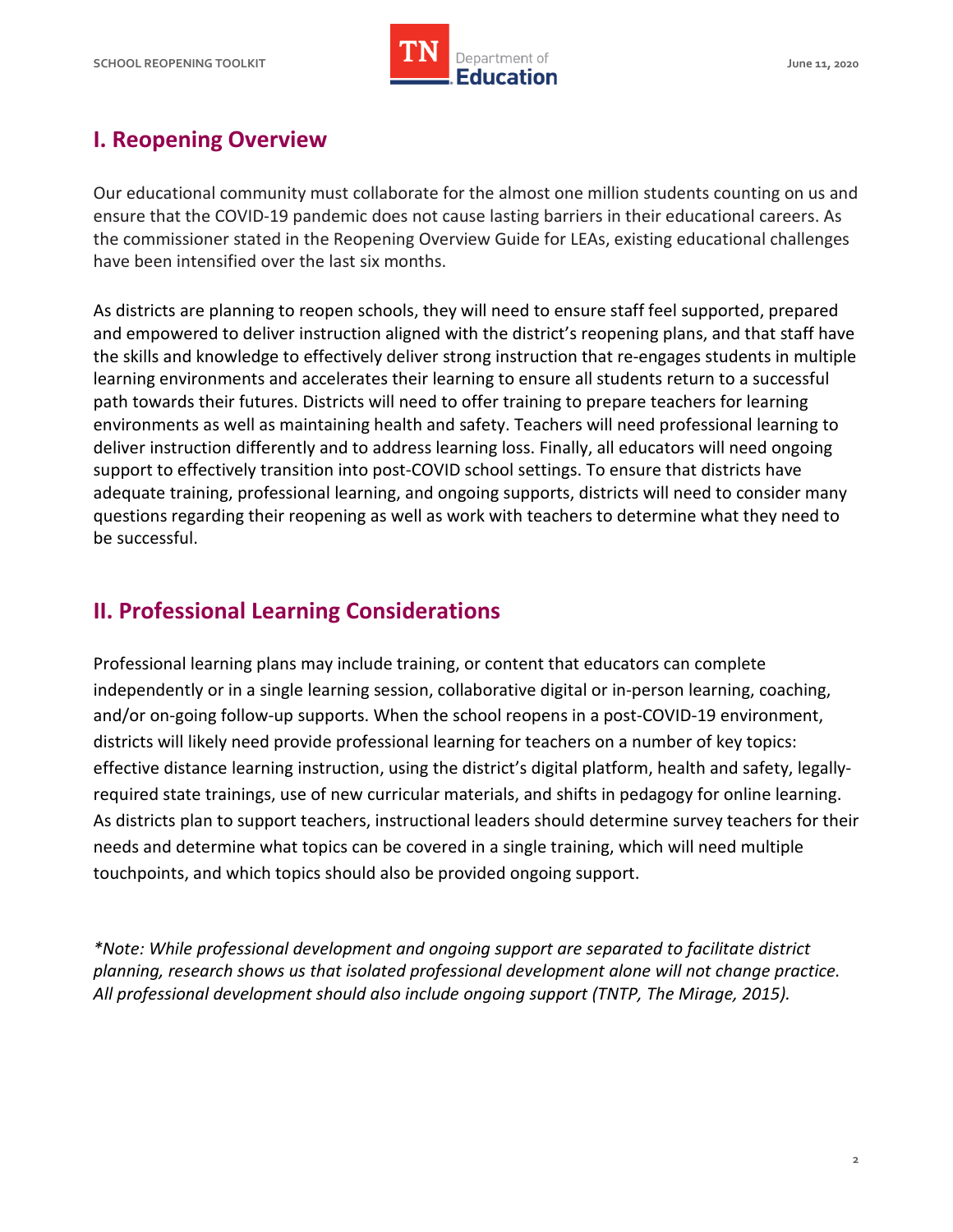## I. Reopening Overview

Our educational community must collaborate for the almost one million students counting on us and ensure that the COVID-19 pandemic does not cause lasting barriers in their educational careers. As the commissioner stated in the Reopening Overview Guide for LEAs, existing educational challenges have been intensified over the last six months.

As districts are planning to reopen schools, they will need to ensure staff feel supported, prepared and empowered to deliver instruction aligned with the district's reopening plans, and that staff have the skills and knowledge to effectively deliver strong instruction that re-engages students in multiple learning environments and accelerates their learning to ensure all students return to a successful path towards their futures. Districts will need to offer training to prepare teachers for learning environments as well as maintaining health and safety. Teachers will need professional learning to deliver instruction differently and to address learning loss. Finally, all educators will need ongoing support to effectively transition into post-COVID school settings. To ensure that districts have adequate training, professional learning, and ongoing supports, districts will need to consider many questions regarding their reopening as well as work with teachers to determine what they need to be successful.

## II. Professional Learning Considerations

Professional learning plans may include training, or content that educators can complete independently or in a single learning session, collaborative digital or in-person learning, coaching, and/or on-going follow-up supports. When the school reopens in a post-COVID-19 environment, districts will likely need provide professional learning for teachers on a number of key topics: effective distance learning instruction, using the district's digital platform, health and safety, legally-required state trainings, use of new curricular materials, and shifts in pedagogy for online learning. As districts plan to support teachers, instructional leaders should determine survey teachers for their needs and determine what topics can be covered in a single training, which will need multiple touchpoints, and which topics should also be provided ongoing support.

*\*Note: While professional development and ongoing support are separated to facilitate district planning, research shows us that isolated professional development alone will not change practice. All professional development should also include ongoing support (TNTP, The Mirage, 2015).*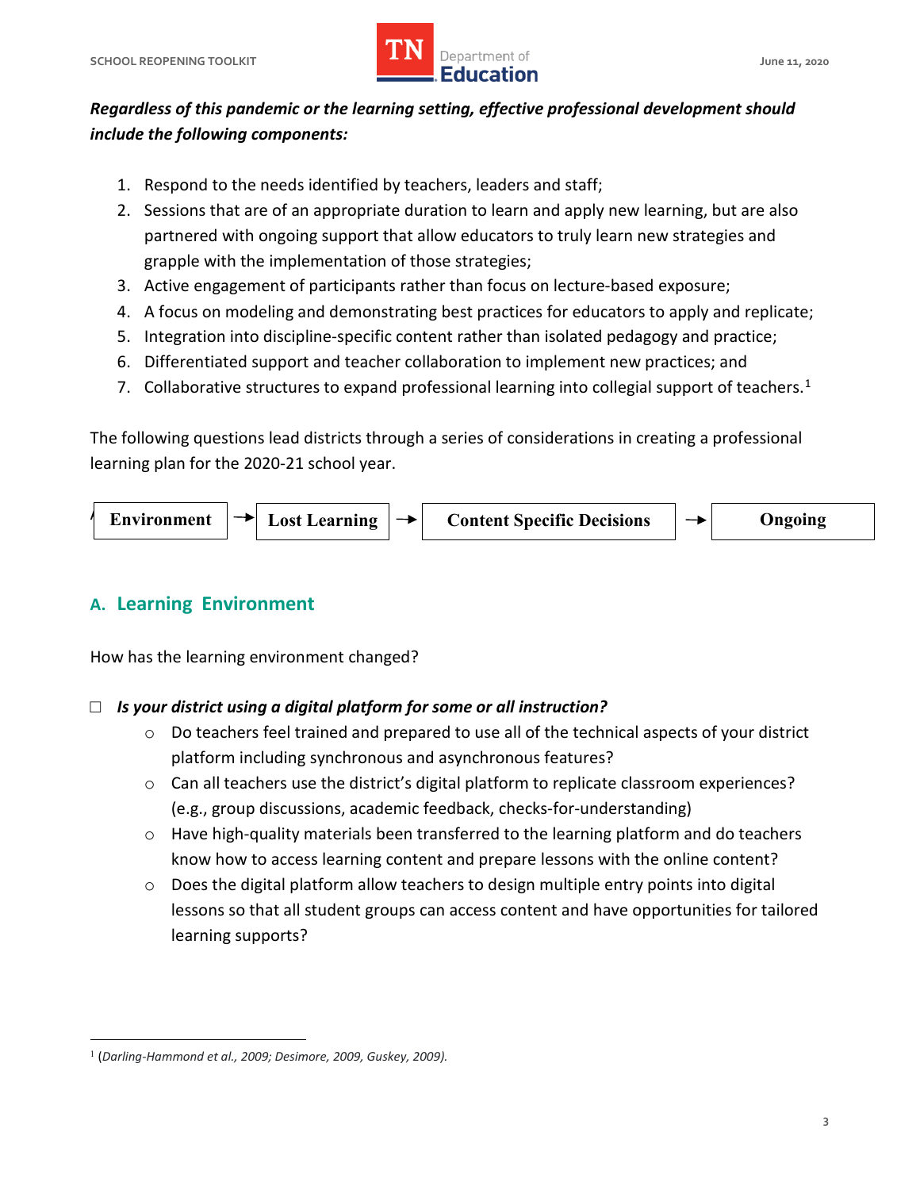***Regardless of this pandemic or the learning setting, effective professional development should include the following components:***

1. Respond to the needs identified by teachers, leaders and staff;
2. Sessions that are of an appropriate duration to learn and apply new learning, but are also partnered with ongoing support that allow educators to truly learn new strategies and grapple with the implementation of those strategies;
3. Active engagement of participants rather than focus on lecture-based exposure;
4. A focus on modeling and demonstrating best practices for educators to apply and replicate;
5. Integration into discipline-specific content rather than isolated pedagogy and practice;
6. Differentiated support and teacher collaboration to implement new practices; and
7. Collaborative structures to expand professional learning into collegial support of teachers.[1]

The following questions lead districts through a series of considerations in creating a professional learning plan for the 2020-21 school year.

**Environment** → **Lost Learning** → **Content Specific Decisions** → **Ongoing**

## A. Learning Environment

How has the learning environment changed?

- ☐ ***Is your district using a digital platform for some or all instruction?***
  - Do teachers feel trained and prepared to use all of the technical aspects of your district platform including synchronous and asynchronous features?
  - Can all teachers use the district's digital platform to replicate classroom experiences? (e.g., group discussions, academic feedback, checks-for-understanding)
  - Have high-quality materials been transferred to the learning platform and do teachers know how to access learning content and prepare lessons with the online content?
  - Does the digital platform allow teachers to design multiple entry points into digital lessons so that all student groups can access content and have opportunities for tailored learning supports?

[1] (*Darling-Hammond et al., 2009; Desimore, 2009, Guskey, 2009).*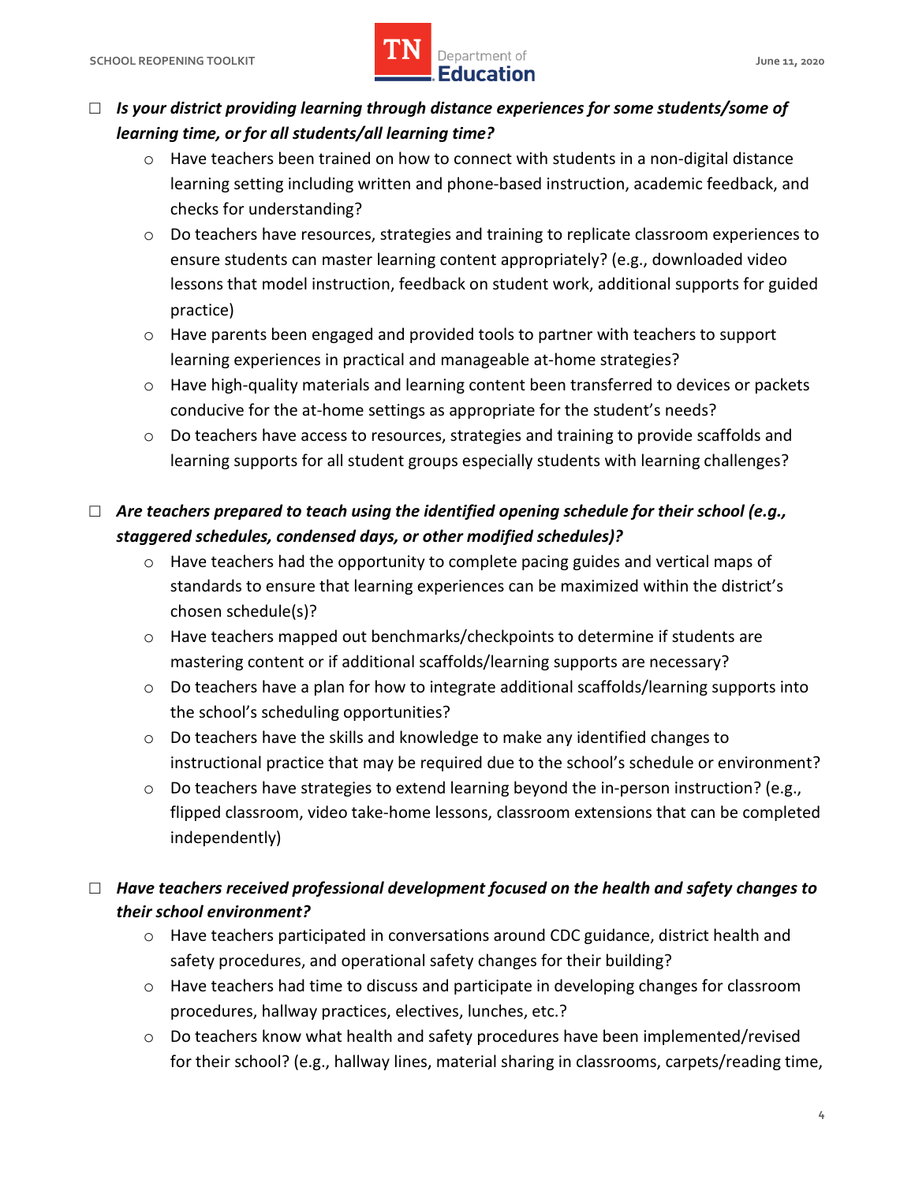- ☐ ***Is your district providing learning through distance experiences for some students/some of learning time, or for all students/all learning time?***
    - Have teachers been trained on how to connect with students in a non-digital distance learning setting including written and phone-based instruction, academic feedback, and checks for understanding?
    - Do teachers have resources, strategies and training to replicate classroom experiences to ensure students can master learning content appropriately? (e.g., downloaded video lessons that model instruction, feedback on student work, additional supports for guided practice)
    - Have parents been engaged and provided tools to partner with teachers to support learning experiences in practical and manageable at-home strategies?
    - Have high-quality materials and learning content been transferred to devices or packets conducive for the at-home settings as appropriate for the student's needs?
    - Do teachers have access to resources, strategies and training to provide scaffolds and learning supports for all student groups especially students with learning challenges?

- ☐ ***Are teachers prepared to teach using the identified opening schedule for their school (e.g., staggered schedules, condensed days, or other modified schedules)?***
    - Have teachers had the opportunity to complete pacing guides and vertical maps of standards to ensure that learning experiences can be maximized within the district's chosen schedule(s)?
    - Have teachers mapped out benchmarks/checkpoints to determine if students are mastering content or if additional scaffolds/learning supports are necessary?
    - Do teachers have a plan for how to integrate additional scaffolds/learning supports into the school's scheduling opportunities?
    - Do teachers have the skills and knowledge to make any identified changes to instructional practice that may be required due to the school's schedule or environment?
    - Do teachers have strategies to extend learning beyond the in-person instruction? (e.g., flipped classroom, video take-home lessons, classroom extensions that can be completed independently)

- ☐ ***Have teachers received professional development focused on the health and safety changes to their school environment?***
    - Have teachers participated in conversations around CDC guidance, district health and safety procedures, and operational safety changes for their building?
    - Have teachers had time to discuss and participate in developing changes for classroom procedures, hallway practices, electives, lunches, etc.?
    - Do teachers know what health and safety procedures have been implemented/revised for their school? (e.g., hallway lines, material sharing in classrooms, carpets/reading time,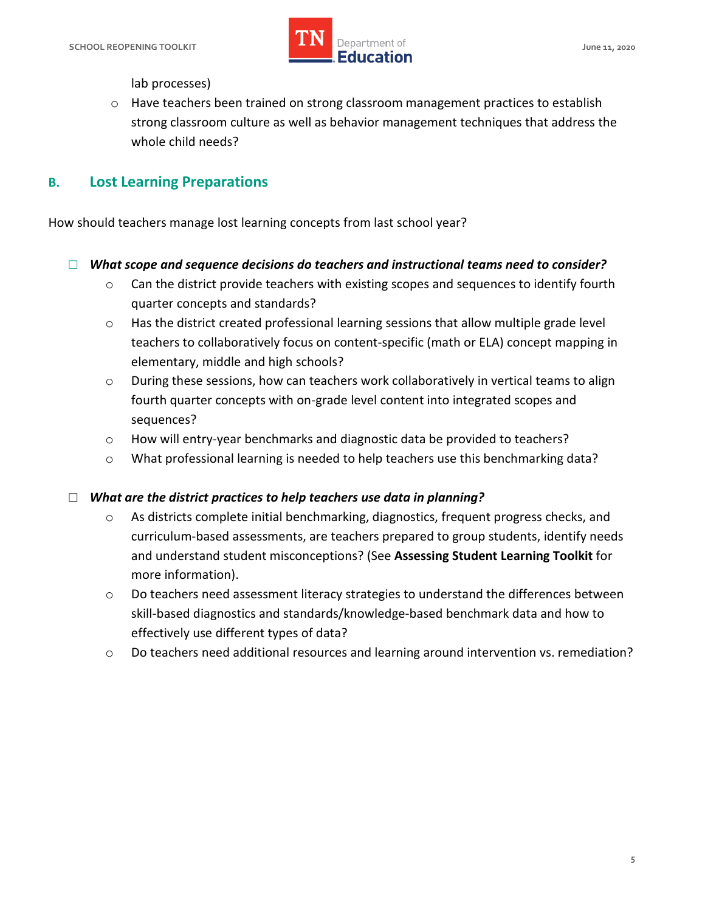lab processes)

- Have teachers been trained on strong classroom management practices to establish strong classroom culture as well as behavior management techniques that address the whole child needs?

## B. Lost Learning Preparations

How should teachers manage lost learning concepts from last school year?

- ☐ ***What scope and sequence decisions do teachers and instructional teams need to consider?***
  - Can the district provide teachers with existing scopes and sequences to identify fourth quarter concepts and standards?
  - Has the district created professional learning sessions that allow multiple grade level teachers to collaboratively focus on content-specific (math or ELA) concept mapping in elementary, middle and high schools?
  - During these sessions, how can teachers work collaboratively in vertical teams to align fourth quarter concepts with on-grade level content into integrated scopes and sequences?
  - How will entry-year benchmarks and diagnostic data be provided to teachers?
  - What professional learning is needed to help teachers use this benchmarking data?

- ☐ ***What are the district practices to help teachers use data in planning?***
  - As districts complete initial benchmarking, diagnostics, frequent progress checks, and curriculum-based assessments, are teachers prepared to group students, identify needs and understand student misconceptions? (See **Assessing Student Learning Toolkit** for more information).
  - Do teachers need assessment literacy strategies to understand the differences between skill-based diagnostics and standards/knowledge-based benchmark data and how to effectively use different types of data?
  - Do teachers need additional resources and learning around intervention vs. remediation?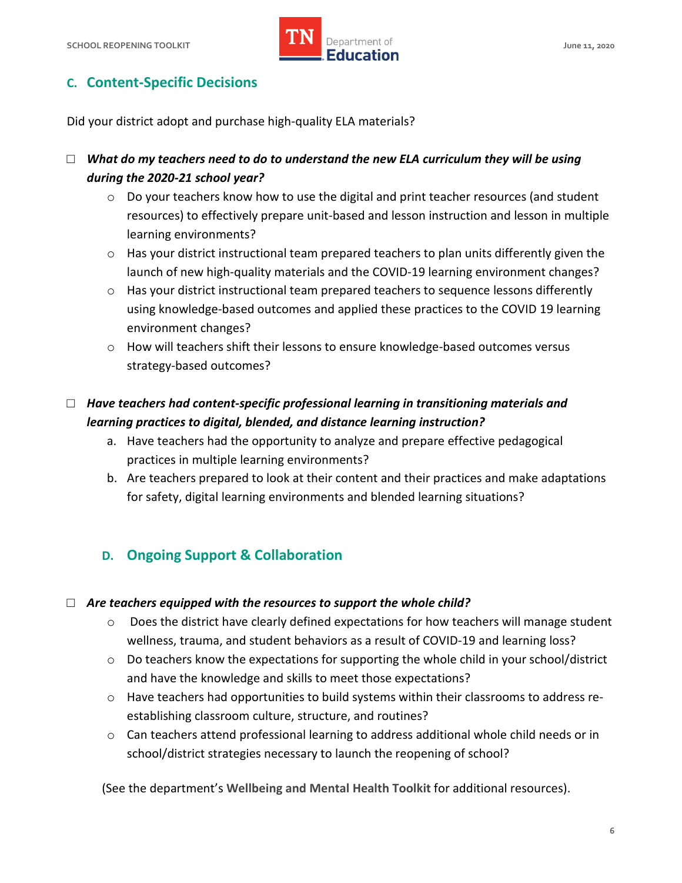## C. Content-Specific Decisions

Did your district adopt and purchase high-quality ELA materials?

- ☐ ***What do my teachers need to do to understand the new ELA curriculum they will be using during the 2020-21 school year?***
  - Do your teachers know how to use the digital and print teacher resources (and student resources) to effectively prepare unit-based and lesson instruction and lesson in multiple learning environments?
  - Has your district instructional team prepared teachers to plan units differently given the launch of new high-quality materials and the COVID-19 learning environment changes?
  - Has your district instructional team prepared teachers to sequence lessons differently using knowledge-based outcomes and applied these practices to the COVID 19 learning environment changes?
  - How will teachers shift their lessons to ensure knowledge-based outcomes versus strategy-based outcomes?

- ☐ ***Have teachers had content-specific professional learning in transitioning materials and learning practices to digital, blended, and distance learning instruction?***
  a. Have teachers had the opportunity to analyze and prepare effective pedagogical practices in multiple learning environments?
  b. Are teachers prepared to look at their content and their practices and make adaptations for safety, digital learning environments and blended learning situations?

## D. Ongoing Support & Collaboration

- ☐ ***Are teachers equipped with the resources to support the whole child?***
  - Does the district have clearly defined expectations for how teachers will manage student wellness, trauma, and student behaviors as a result of COVID-19 and learning loss?
  - Do teachers know the expectations for supporting the whole child in your school/district and have the knowledge and skills to meet those expectations?
  - Have teachers had opportunities to build systems within their classrooms to address re-establishing classroom culture, structure, and routines?
  - Can teachers attend professional learning to address additional whole child needs or in school/district strategies necessary to launch the reopening of school?

(See the department's **Wellbeing and Mental Health Toolkit** for additional resources).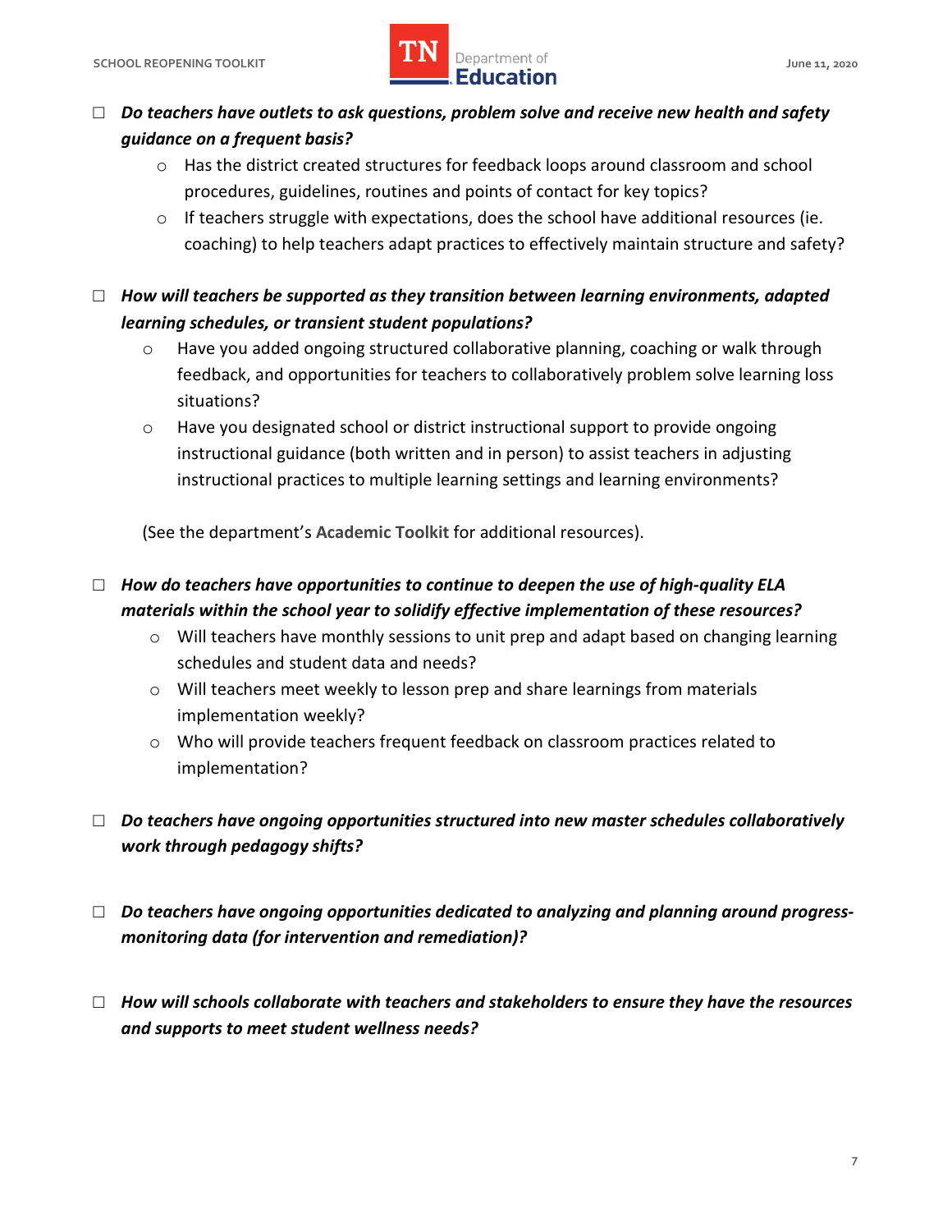- ☐ ***Do teachers have outlets to ask questions, problem solve and receive new health and safety guidance on a frequent basis?***
    - Has the district created structures for feedback loops around classroom and school procedures, guidelines, routines and points of contact for key topics?
    - If teachers struggle with expectations, does the school have additional resources (ie. coaching) to help teachers adapt practices to effectively maintain structure and safety?

- ☐ ***How will teachers be supported as they transition between learning environments, adapted learning schedules, or transient student populations?***
    - Have you added ongoing structured collaborative planning, coaching or walk through feedback, and opportunities for teachers to collaboratively problem solve learning loss situations?
    - Have you designated school or district instructional support to provide ongoing instructional guidance (both written and in person) to assist teachers in adjusting instructional practices to multiple learning settings and learning environments?

    (See the department's **Academic Toolkit** for additional resources).

- ☐ ***How do teachers have opportunities to continue to deepen the use of high-quality ELA materials within the school year to solidify effective implementation of these resources?***
    - Will teachers have monthly sessions to unit prep and adapt based on changing learning schedules and student data and needs?
    - Will teachers meet weekly to lesson prep and share learnings from materials implementation weekly?
    - Who will provide teachers frequent feedback on classroom practices related to implementation?

- ☐ ***Do teachers have ongoing opportunities structured into new master schedules collaboratively work through pedagogy shifts?***

- ☐ ***Do teachers have ongoing opportunities dedicated to analyzing and planning around progress-monitoring data (for intervention and remediation)?***

- ☐ ***How will schools collaborate with teachers and stakeholders to ensure they have the resources and supports to meet student wellness needs?***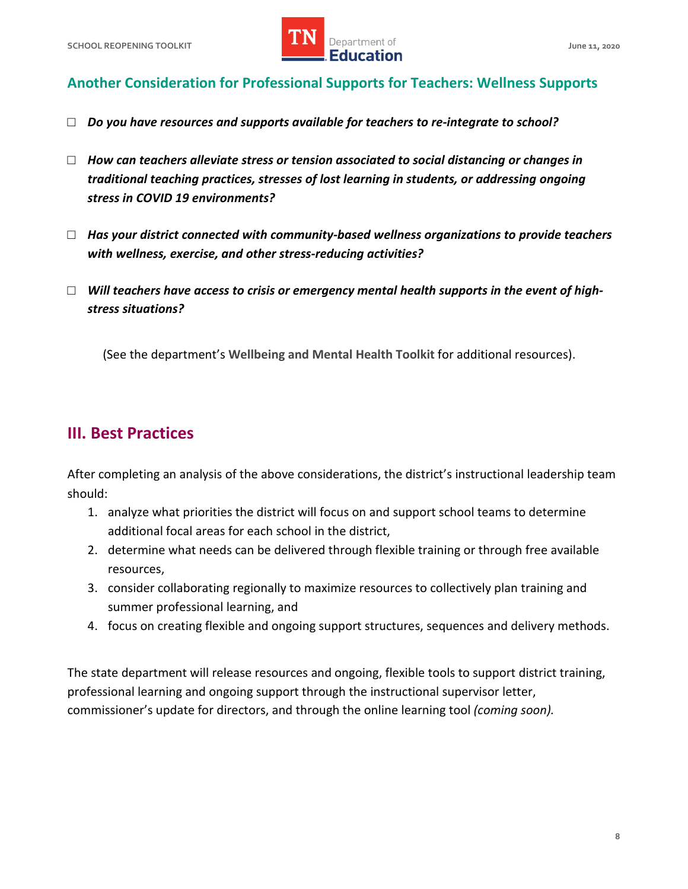## Another Consideration for Professional Supports for Teachers: Wellness Supports

- ☐ ***Do you have resources and supports available for teachers to re-integrate to school?***
- ☐ ***How can teachers alleviate stress or tension associated to social distancing or changes in traditional teaching practices, stresses of lost learning in students, or addressing ongoing stress in COVID 19 environments?***
- ☐ ***Has your district connected with community-based wellness organizations to provide teachers with wellness, exercise, and other stress-reducing activities?***
- ☐ ***Will teachers have access to crisis or emergency mental health supports in the event of high-stress situations?***

(See the department's **Wellbeing and Mental Health Toolkit** for additional resources).

## III. Best Practices

After completing an analysis of the above considerations, the district's instructional leadership team should:

1. analyze what priorities the district will focus on and support school teams to determine additional focal areas for each school in the district,
2. determine what needs can be delivered through flexible training or through free available resources,
3. consider collaborating regionally to maximize resources to collectively plan training and summer professional learning, and
4. focus on creating flexible and ongoing support structures, sequences and delivery methods.

The state department will release resources and ongoing, flexible tools to support district training, professional learning and ongoing support through the instructional supervisor letter, commissioner's update for directors, and through the online learning tool *(coming soon).*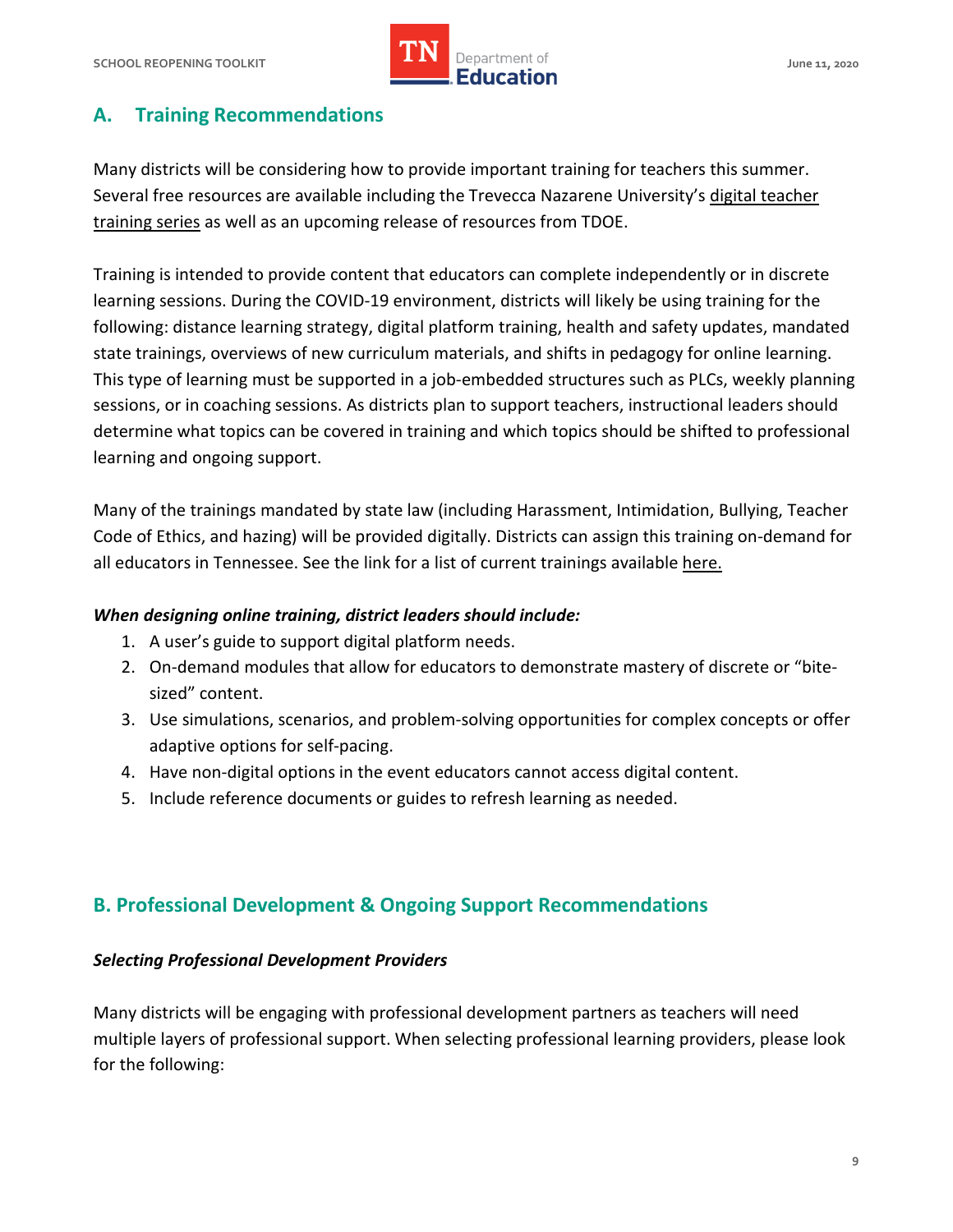## A. Training Recommendations

Many districts will be considering how to provide important training for teachers this summer. Several free resources are available including the Trevecca Nazarene University's digital teacher training series as well as an upcoming release of resources from TDOE.

Training is intended to provide content that educators can complete independently or in discrete learning sessions. During the COVID-19 environment, districts will likely be using training for the following: distance learning strategy, digital platform training, health and safety updates, mandated state trainings, overviews of new curriculum materials, and shifts in pedagogy for online learning. This type of learning must be supported in a job-embedded structures such as PLCs, weekly planning sessions, or in coaching sessions. As districts plan to support teachers, instructional leaders should determine what topics can be covered in training and which topics should be shifted to professional learning and ongoing support.

Many of the trainings mandated by state law (including Harassment, Intimidation, Bullying, Teacher Code of Ethics, and hazing) will be provided digitally. Districts can assign this training on-demand for all educators in Tennessee. See the link for a list of current trainings available here.

***When designing online training, district leaders should include:***

1. A user's guide to support digital platform needs.
2. On-demand modules that allow for educators to demonstrate mastery of discrete or "bite-sized" content.
3. Use simulations, scenarios, and problem-solving opportunities for complex concepts or offer adaptive options for self-pacing.
4. Have non-digital options in the event educators cannot access digital content.
5. Include reference documents or guides to refresh learning as needed.

## B. Professional Development & Ongoing Support Recommendations

***Selecting Professional Development Providers***

Many districts will be engaging with professional development partners as teachers will need multiple layers of professional support. When selecting professional learning providers, please look for the following: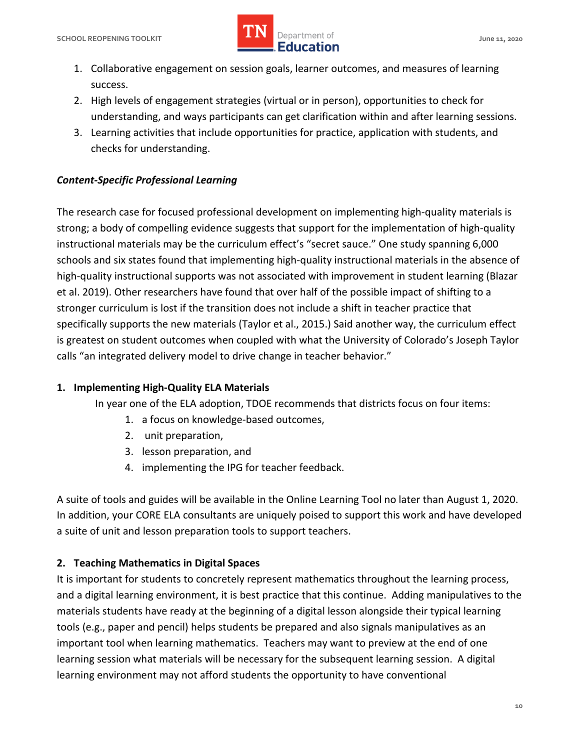1. Collaborative engagement on session goals, learner outcomes, and measures of learning success.
2. High levels of engagement strategies (virtual or in person), opportunities to check for understanding, and ways participants can get clarification within and after learning sessions.
3. Learning activities that include opportunities for practice, application with students, and checks for understanding.

***Content-Specific Professional Learning***

The research case for focused professional development on implementing high-quality materials is strong; a body of compelling evidence suggests that support for the implementation of high-quality instructional materials may be the curriculum effect's "secret sauce." One study spanning 6,000 schools and six states found that implementing high-quality instructional materials in the absence of high-quality instructional supports was not associated with improvement in student learning (Blazar et al. 2019). Other researchers have found that over half of the possible impact of shifting to a stronger curriculum is lost if the transition does not include a shift in teacher practice that specifically supports the new materials (Taylor et al., 2015.) Said another way, the curriculum effect is greatest on student outcomes when coupled with what the University of Colorado's Joseph Taylor calls "an integrated delivery model to drive change in teacher behavior."

**1. Implementing High-Quality ELA Materials**

In year one of the ELA adoption, TDOE recommends that districts focus on four items:

1. a focus on knowledge-based outcomes,
2. unit preparation,
3. lesson preparation, and
4. implementing the IPG for teacher feedback.

A suite of tools and guides will be available in the Online Learning Tool no later than August 1, 2020. In addition, your CORE ELA consultants are uniquely poised to support this work and have developed a suite of unit and lesson preparation tools to support teachers.

**2. Teaching Mathematics in Digital Spaces**

It is important for students to concretely represent mathematics throughout the learning process, and a digital learning environment, it is best practice that this continue. Adding manipulatives to the materials students have ready at the beginning of a digital lesson alongside their typical learning tools (e.g., paper and pencil) helps students be prepared and also signals manipulatives as an important tool when learning mathematics. Teachers may want to preview at the end of one learning session what materials will be necessary for the subsequent learning session. A digital learning environment may not afford students the opportunity to have conventional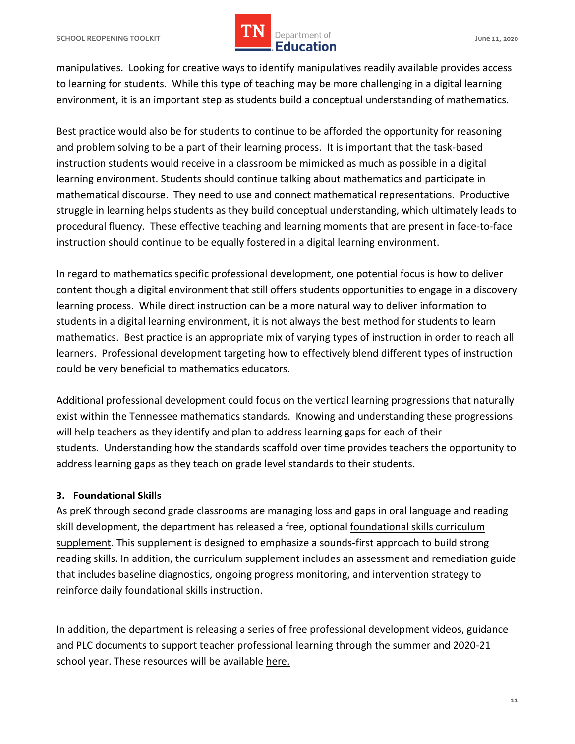manipulatives. Looking for creative ways to identify manipulatives readily available provides access to learning for students. While this type of teaching may be more challenging in a digital learning environment, it is an important step as students build a conceptual understanding of mathematics.

Best practice would also be for students to continue to be afforded the opportunity for reasoning and problem solving to be a part of their learning process. It is important that the task-based instruction students would receive in a classroom be mimicked as much as possible in a digital learning environment. Students should continue talking about mathematics and participate in mathematical discourse. They need to use and connect mathematical representations. Productive struggle in learning helps students as they build conceptual understanding, which ultimately leads to procedural fluency. These effective teaching and learning moments that are present in face-to-face instruction should continue to be equally fostered in a digital learning environment.

In regard to mathematics specific professional development, one potential focus is how to deliver content though a digital environment that still offers students opportunities to engage in a discovery learning process. While direct instruction can be a more natural way to deliver information to students in a digital learning environment, it is not always the best method for students to learn mathematics. Best practice is an appropriate mix of varying types of instruction in order to reach all learners. Professional development targeting how to effectively blend different types of instruction could be very beneficial to mathematics educators.

Additional professional development could focus on the vertical learning progressions that naturally exist within the Tennessee mathematics standards. Knowing and understanding these progressions will help teachers as they identify and plan to address learning gaps for each of their students. Understanding how the standards scaffold over time provides teachers the opportunity to address learning gaps as they teach on grade level standards to their students.

### 3. Foundational Skills

As preK through second grade classrooms are managing loss and gaps in oral language and reading skill development, the department has released a free, optional foundational skills curriculum supplement. This supplement is designed to emphasize a sounds-first approach to build strong reading skills. In addition, the curriculum supplement includes an assessment and remediation guide that includes baseline diagnostics, ongoing progress monitoring, and intervention strategy to reinforce daily foundational skills instruction.

In addition, the department is releasing a series of free professional development videos, guidance and PLC documents to support teacher professional learning through the summer and 2020-21 school year. These resources will be available here.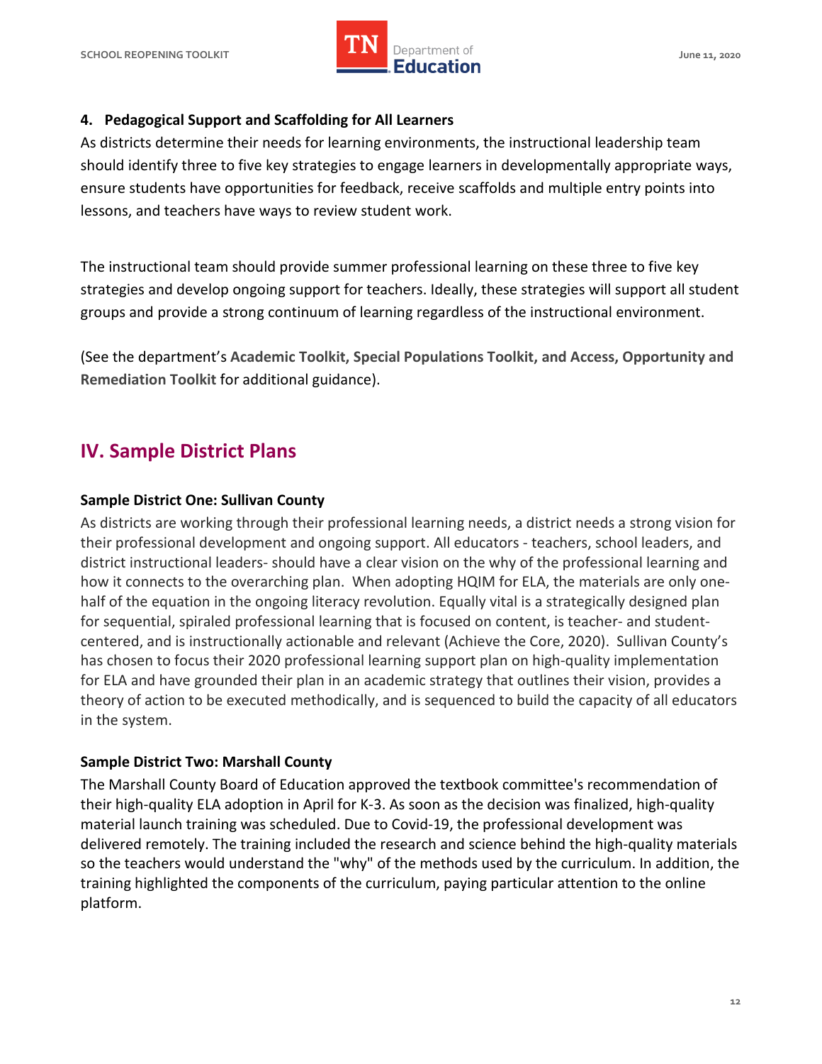#### 4. Pedagogical Support and Scaffolding for All Learners

As districts determine their needs for learning environments, the instructional leadership team should identify three to five key strategies to engage learners in developmentally appropriate ways, ensure students have opportunities for feedback, receive scaffolds and multiple entry points into lessons, and teachers have ways to review student work.

The instructional team should provide summer professional learning on these three to five key strategies and develop ongoing support for teachers. Ideally, these strategies will support all student groups and provide a strong continuum of learning regardless of the instructional environment.

(See the department's **Academic Toolkit, Special Populations Toolkit, and Access, Opportunity and Remediation Toolkit** for additional guidance).

## IV. Sample District Plans

**Sample District One: Sullivan County**

As districts are working through their professional learning needs, a district needs a strong vision for their professional development and ongoing support. All educators - teachers, school leaders, and district instructional leaders- should have a clear vision on the why of the professional learning and how it connects to the overarching plan. When adopting HQIM for ELA, the materials are only one-half of the equation in the ongoing literacy revolution. Equally vital is a strategically designed plan for sequential, spiraled professional learning that is focused on content, is teacher- and student-centered, and is instructionally actionable and relevant (Achieve the Core, 2020). Sullivan County's has chosen to focus their 2020 professional learning support plan on high-quality implementation for ELA and have grounded their plan in an academic strategy that outlines their vision, provides a theory of action to be executed methodically, and is sequenced to build the capacity of all educators in the system.

**Sample District Two: Marshall County**

The Marshall County Board of Education approved the textbook committee's recommendation of their high-quality ELA adoption in April for K-3. As soon as the decision was finalized, high-quality material launch training was scheduled. Due to Covid-19, the professional development was delivered remotely. The training included the research and science behind the high-quality materials so the teachers would understand the "why" of the methods used by the curriculum. In addition, the training highlighted the components of the curriculum, paying particular attention to the online platform.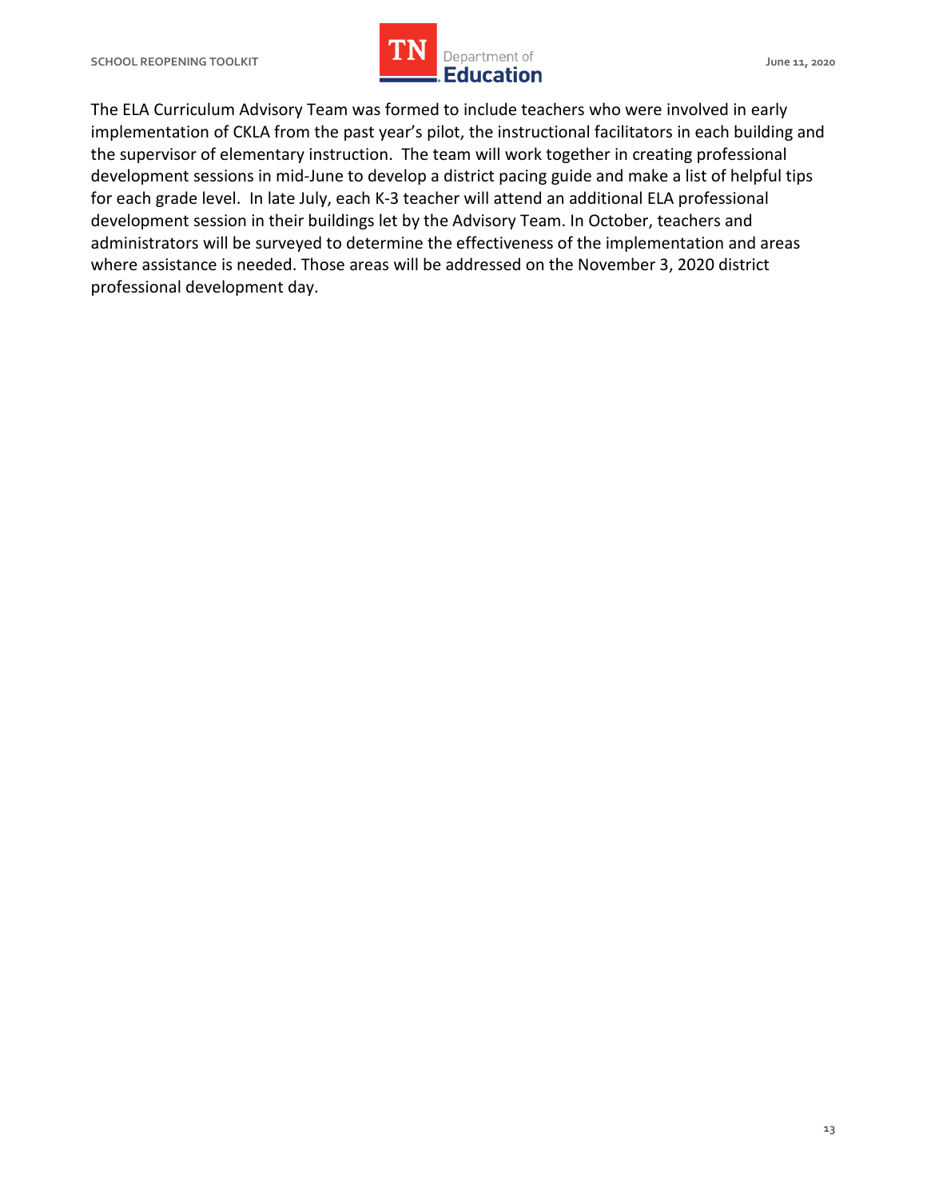The ELA Curriculum Advisory Team was formed to include teachers who were involved in early implementation of CKLA from the past year's pilot, the instructional facilitators in each building and the supervisor of elementary instruction. The team will work together in creating professional development sessions in mid-June to develop a district pacing guide and make a list of helpful tips for each grade level. In late July, each K-3 teacher will attend an additional ELA professional development session in their buildings let by the Advisory Team. In October, teachers and administrators will be surveyed to determine the effectiveness of the implementation and areas where assistance is needed. Those areas will be addressed on the November 3, 2020 district professional development day.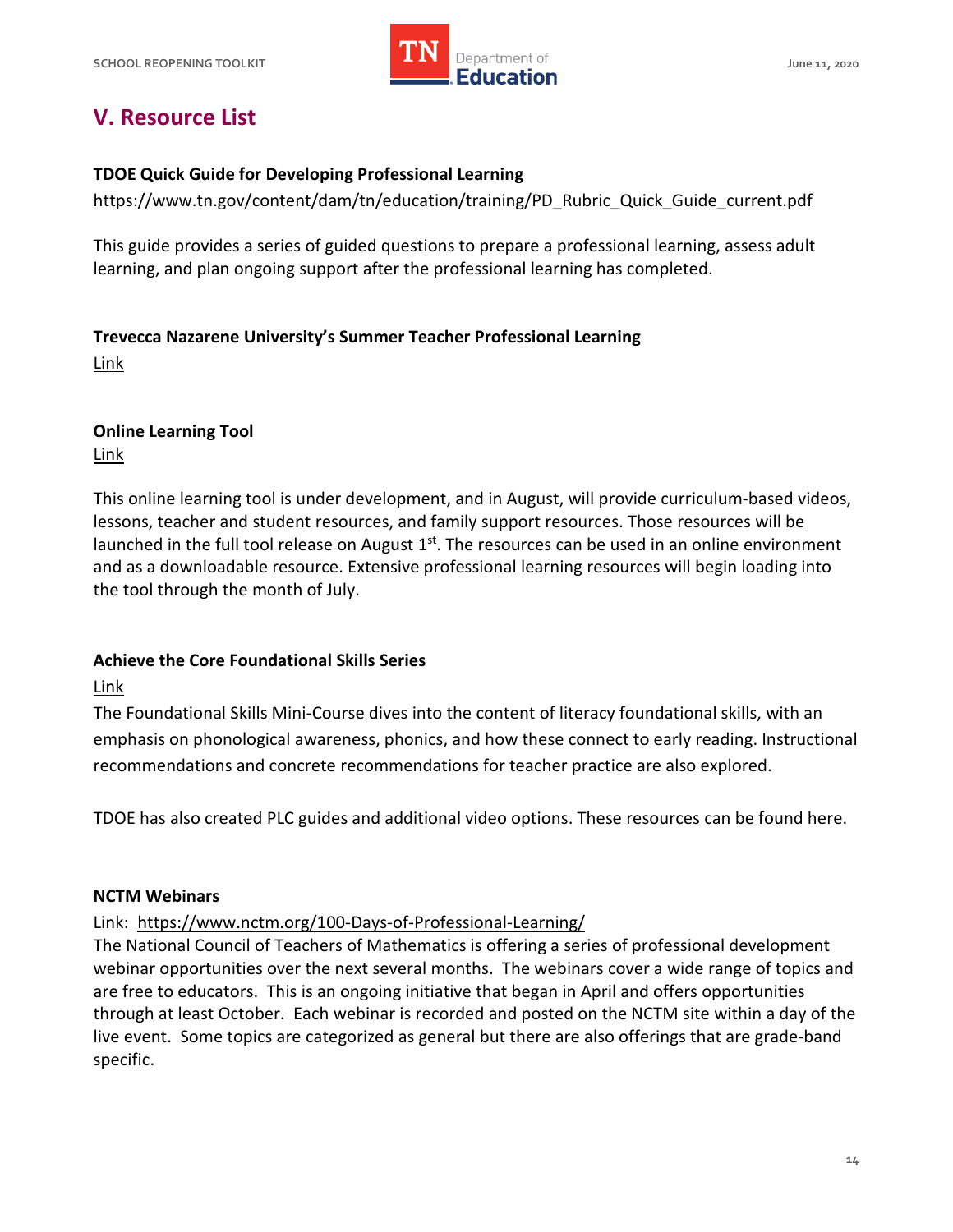## V. Resource List

**TDOE Quick Guide for Developing Professional Learning**

https://www.tn.gov/content/dam/tn/education/training/PD_Rubric_Quick_Guide_current.pdf

This guide provides a series of guided questions to prepare a professional learning, assess adult learning, and plan ongoing support after the professional learning has completed.

**Trevecca Nazarene University's Summer Teacher Professional Learning**

Link

**Online Learning Tool**

Link

This online learning tool is under development, and in August, will provide curriculum-based videos, lessons, teacher and student resources, and family support resources. Those resources will be launched in the full tool release on August 1st. The resources can be used in an online environment and as a downloadable resource. Extensive professional learning resources will begin loading into the tool through the month of July.

**Achieve the Core Foundational Skills Series**

Link

The Foundational Skills Mini-Course dives into the content of literacy foundational skills, with an emphasis on phonological awareness, phonics, and how these connect to early reading. Instructional recommendations and concrete recommendations for teacher practice are also explored.

TDOE has also created PLC guides and additional video options. These resources can be found here.

**NCTM Webinars**

Link: https://www.nctm.org/100-Days-of-Professional-Learning/

The National Council of Teachers of Mathematics is offering a series of professional development webinar opportunities over the next several months. The webinars cover a wide range of topics and are free to educators. This is an ongoing initiative that began in April and offers opportunities through at least October. Each webinar is recorded and posted on the NCTM site within a day of the live event. Some topics are categorized as general but there are also offerings that are grade-band specific.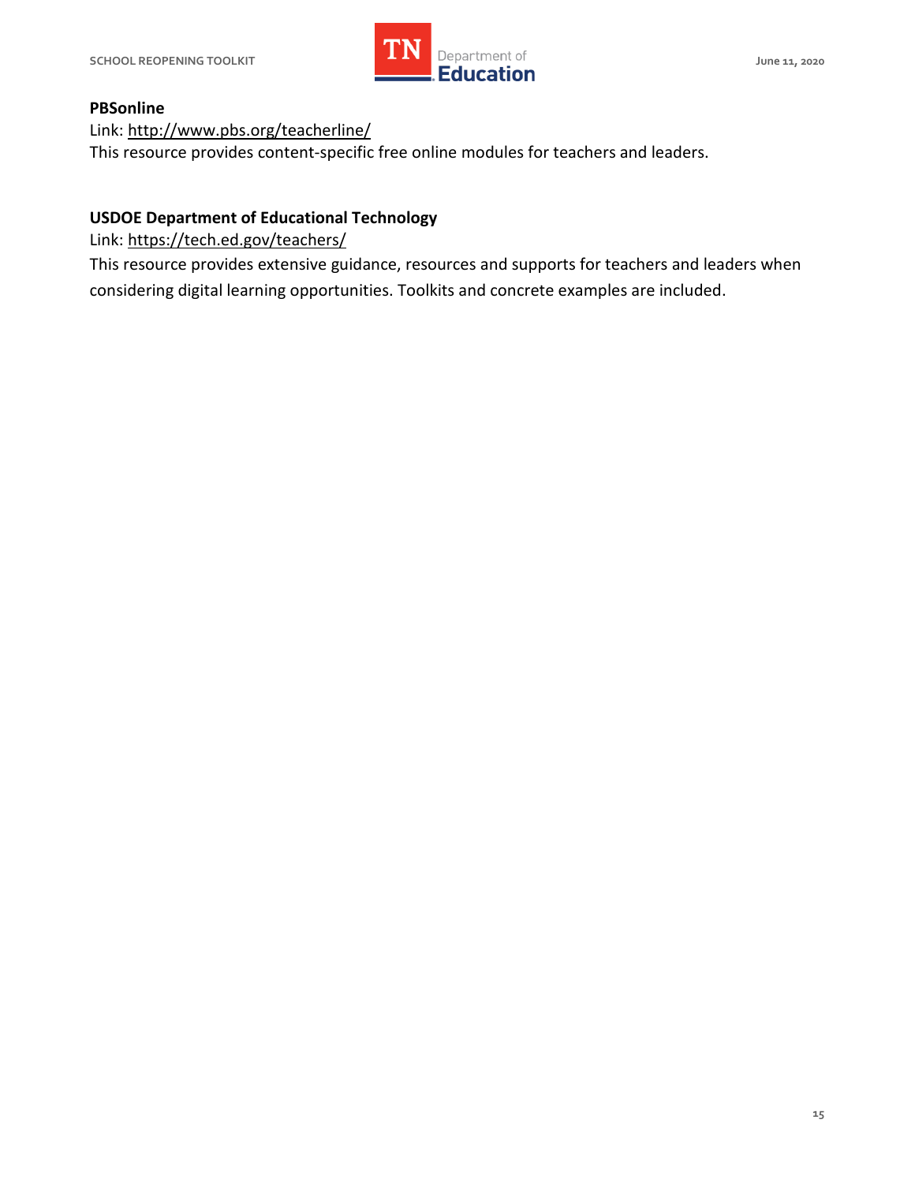**PBSonline**

Link: http://www.pbs.org/teacherline/

This resource provides content-specific free online modules for teachers and leaders.

**USDOE Department of Educational Technology**

Link: https://tech.ed.gov/teachers/

This resource provides extensive guidance, resources and supports for teachers and leaders when considering digital learning opportunities. Toolkits and concrete examples are included.